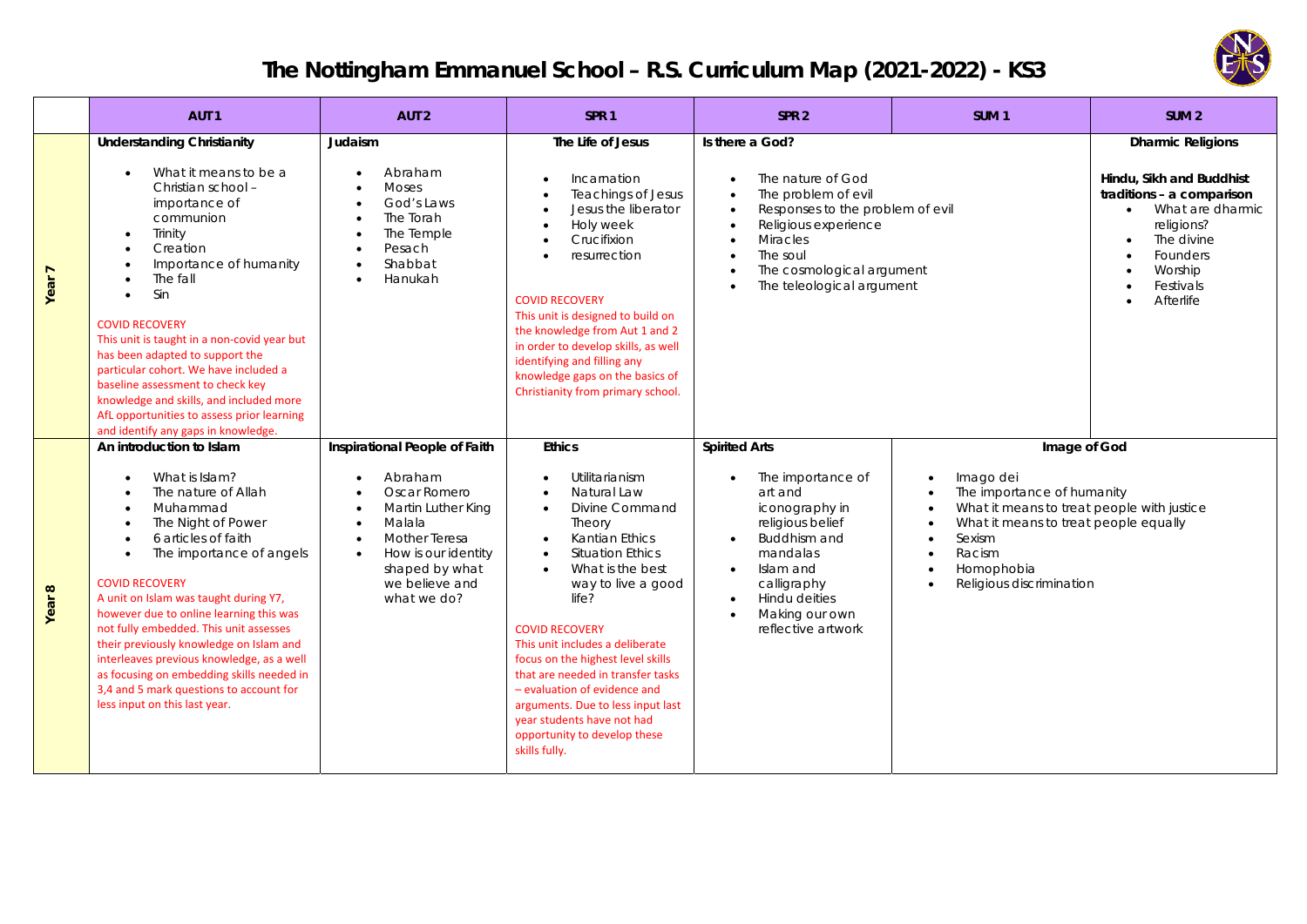# The Nottingham Emmanuel School – R.S. Curriculum Map (2021-2022) - KS3

| | AUT 1 | AUT 2 | SPR 1 | SPR 2 | SUM 1 | SUM 2 |
|---|---|---|---|---|---|---|
| **Year 7** | **Understanding Christianity**<br><br>• What it means to be a Christian school – importance of communion<br>• Trinity<br>• Creation<br>• Importance of humanity<br>• The fall<br>• Sin<br><br>COVID RECOVERY<br>This unit is taught in a non-covid year but has been adapted to support the particular cohort. We have included a baseline assessment to check key knowledge and skills, and included more AfL opportunities to assess prior learning and identify any gaps in knowledge. | **Judaism**<br><br>• Abraham<br>• Moses<br>• God's Laws<br>• The Torah<br>• The Temple<br>• Pesach<br>• Shabbat<br>• Hanukah | **The Life of Jesus**<br><br>• Incarnation<br>• Teachings of Jesus<br>• Jesus the liberator<br>• Holy week<br>• Crucifixion<br>• resurrection<br><br>COVID RECOVERY<br>This unit is designed to build on the knowledge from Aut 1 and 2 in order to develop skills, as well identifying and filling any knowledge gaps on the basics of Christianity from primary school. | **Is there a God?**<br><br>• The nature of God<br>• The problem of evil<br>• Responses to the problem of evil<br>• Religious experience<br>• Miracles<br>• The soul<br>• The cosmological argument<br>• The teleological argument | | **Dharmic Religions**<br><br>**Hindu, Sikh and Buddhist traditions – a comparison**<br>• What are dharmic religions?<br>• The divine<br>• Founders<br>• Worship<br>• Festivals<br>• Afterlife |
| **Year 8** | **An introduction to Islam**<br><br>• What is Islam?<br>• The nature of Allah<br>• Muhammad<br>• The Night of Power<br>• 6 articles of faith<br>• The importance of angels<br><br>COVID RECOVERY<br>A unit on Islam was taught during Y7, however due to online learning this was not fully embedded. This unit assesses their previously knowledge on Islam and interleaves previous knowledge, as a well as focusing on embedding skills needed in 3,4 and 5 mark questions to account for less input on this last year. | **Inspirational People of Faith**<br><br>• Abraham<br>• Oscar Romero<br>• Martin Luther King<br>• Malala<br>• Mother Teresa<br>• How is our identity shaped by what we believe and what we do? | **Ethics**<br><br>• Utilitarianism<br>• Natural Law<br>• Divine Command Theory<br>• Kantian Ethics<br>• Situation Ethics<br>• What is the best way to live a good life?<br><br>COVID RECOVERY<br>This unit includes a deliberate focus on the highest level skills that are needed in transfer tasks – evaluation of evidence and arguments. Due to less input last year students have not had opportunity to develop these skills fully. | **Spirited Arts**<br><br>• The importance of art and iconography in religious belief<br>• Buddhism and mandalas<br>• Islam and calligraphy<br>• Hindu deities<br>• Making our own reflective artwork | **Image of God**<br><br>• Imago dei<br>• The importance of humanity<br>• What it means to treat people with justice<br>• What it means to treat people equally<br>• Sexism<br>• Racism<br>• Homophobia<br>• Religious discrimination | |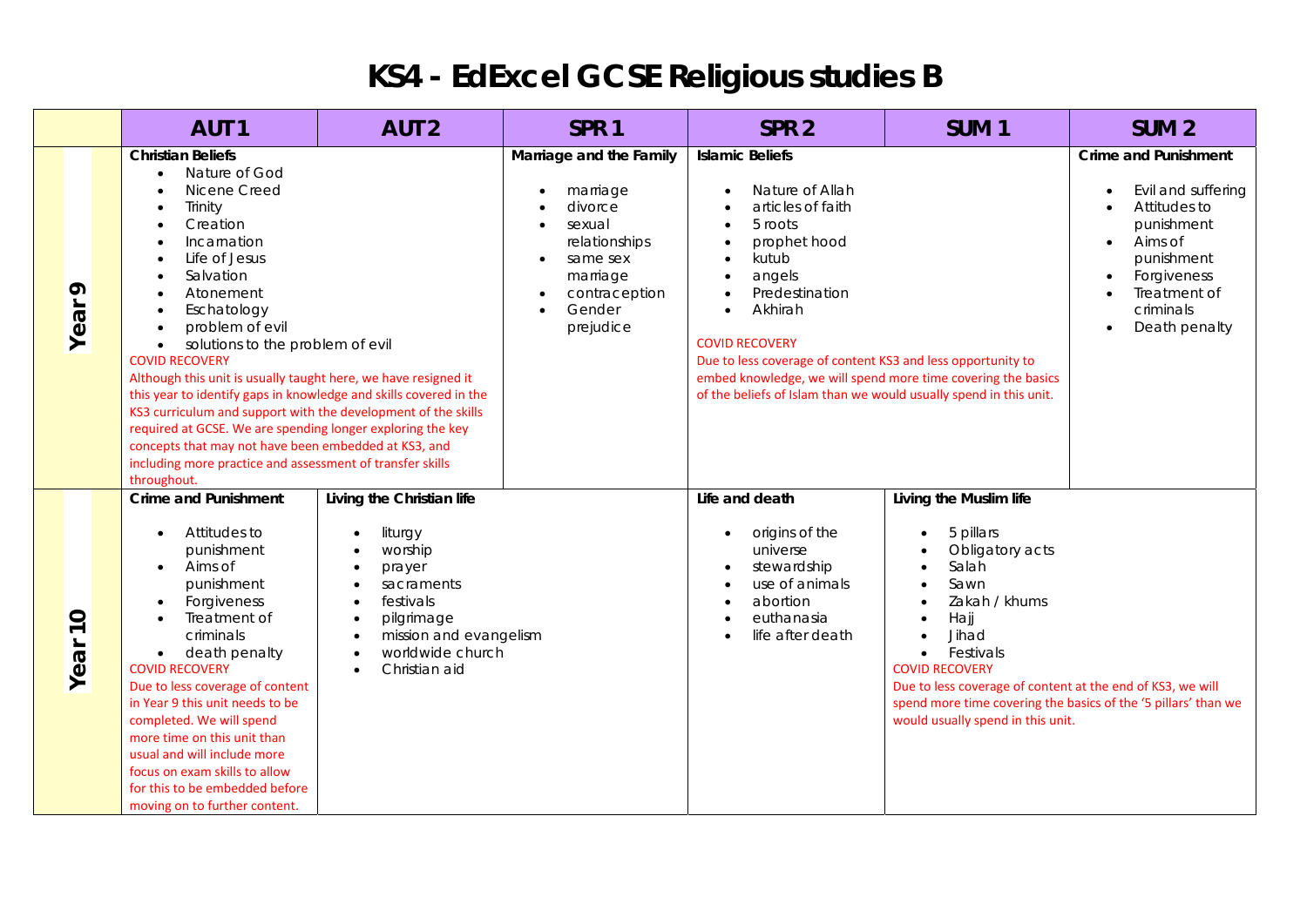# KS4 - EdExcel GCSE Religious studies B

| | AUT 1 | AUT 2 | SPR 1 | SPR 2 | SUM 1 | SUM 2 |
|---|---|---|---|---|---|---|
| **Year 9** | **Christian Beliefs**<br>• Nature of God<br>• Nicene Creed<br>• Trinity<br>• Creation<br>• Incarnation<br>• Life of Jesus<br>• Salvation<br>• Atonement<br>• Eschatology<br>• problem of evil<br>• solutions to the problem of evil<br>COVID RECOVERY<br>Although this unit is usually taught here, we have resigned it this year to identify gaps in knowledge and skills covered in the KS3 curriculum and support with the development of the skills required at GCSE. We are spending longer exploring the key concepts that may not have been embedded at KS3, and including more practice and assessment of transfer skills throughout. | | **Marriage and the Family**<br>• marriage<br>• divorce<br>• sexual relationships<br>• same sex marriage<br>• contraception<br>• Gender prejudice | **Islamic Beliefs**<br>• Nature of Allah<br>• articles of faith<br>• 5 roots<br>• prophet hood<br>• kutub<br>• angels<br>• Predestination<br>• Akhirah<br>COVID RECOVERY<br>Due to less coverage of content KS3 and less opportunity to embed knowledge, we will spend more time covering the basics of the beliefs of Islam than we would usually spend in this unit. | | **Crime and Punishment**<br>• Evil and suffering<br>• Attitudes to punishment<br>• Aims of punishment<br>• Forgiveness<br>• Treatment of criminals<br>• Death penalty |
| **Year 10** | **Crime and Punishment**<br>• Attitudes to punishment<br>• Aims of punishment<br>• Forgiveness<br>• Treatment of criminals<br>• death penalty<br>COVID RECOVERY<br>Due to less coverage of content in Year 9 this unit needs to be completed. We will spend more time on this unit than usual and will include more focus on exam skills to allow for this to be embedded before moving on to further content. | **Living the Christian life**<br>• liturgy<br>• worship<br>• prayer<br>• sacraments<br>• festivals<br>• pilgrimage<br>• mission and evangelism<br>• worldwide church<br>• Christian aid | | **Life and death**<br>• origins of the universe<br>• stewardship<br>• use of animals<br>• abortion<br>• euthanasia<br>• life after death | **Living the Muslim life**<br>• 5 pillars<br>• Obligatory acts<br>• Salah<br>• Sawn<br>• Zakah / khums<br>• Hajj<br>• Jihad<br>• Festivals<br>COVID RECOVERY<br>Due to less coverage of content at the end of KS3, we will spend more time covering the basics of the '5 pillars' than we would usually spend in this unit. | |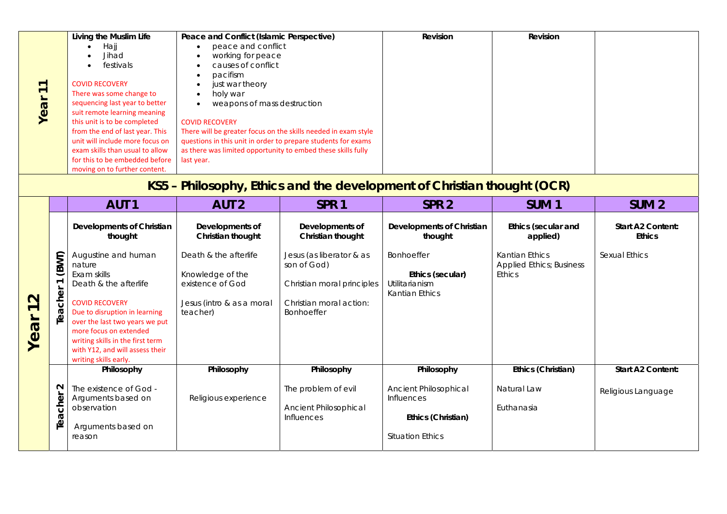| Year 11 | | | | | |
|---|---|---|---|---|---|
| **Living the Muslim Life**<br>• Hajj<br>• Jihad<br>• festivals<br><br>COVID RECOVERY<br>There was some change to sequencing last year to better suit remote learning meaning this unit is to be completed from the end of last year. This unit will include more focus on exam skills than usual to allow for this to be embedded before moving on to further content. | **Peace and Conflict (Islamic Perspective)**<br>• peace and conflict<br>• working for peace<br>• causes of conflict<br>• pacifism<br>• just war theory<br>• holy war<br>• weapons of mass destruction<br><br>COVID RECOVERY<br>There will be greater focus on the skills needed in exam style questions in this unit in order to prepare students for exams as there was limited opportunity to embed these skills fully last year. | | **Revision** | **Revision** | |

## KS5 – Philosophy, Ethics and the development of Christian thought (OCR)

| Year 12 | | AUT 1 | AUT 2 | SPR 1 | SPR 2 | SUM 1 | SUM 2 |
|---|---|---|---|---|---|---|---|
| | Teacher 1 (BWT) | **Developments of Christian thought**<br><br>Augustine and human nature<br>Exam skills<br>Death & the afterlife<br><br>COVID RECOVERY<br>Due to disruption in learning over the last two years we put more focus on extended writing skills in the first term with Y12, and will assess their writing skills early. | **Developments of Christian thought**<br><br>Death & the afterlife<br><br>Knowledge of the existence of God<br><br>Jesus (intro & as a moral teacher) | **Developments of Christian thought**<br><br>Jesus (as liberator & as son of God)<br><br>Christian moral principles<br><br>Christian moral action: Bonhoeffer | **Developments of Christian thought**<br><br>Bonhoeffer<br><br>**Ethics (secular)**<br>Utilitarianism<br>Kantian Ethics | **Ethics (secular and applied)**<br><br>Kantian Ethics<br>Applied Ethics; Business Ethics | **Start A2 Content: Ethics**<br><br>Sexual Ethics |
| | Teacher 2 | **Philosophy**<br><br>The existence of God - Arguments based on observation<br><br>Arguments based on reason | **Philosophy**<br><br>Religious experience | **Philosophy**<br><br>The problem of evil<br><br>Ancient Philosophical Influences | **Philosophy**<br><br>Ancient Philosophical Influences<br><br>**Ethics (Christian)**<br><br>Situation Ethics | **Ethics (Christian)**<br><br>Natural Law<br><br>Euthanasia | **Start A2 Content:**<br><br>Religious Language |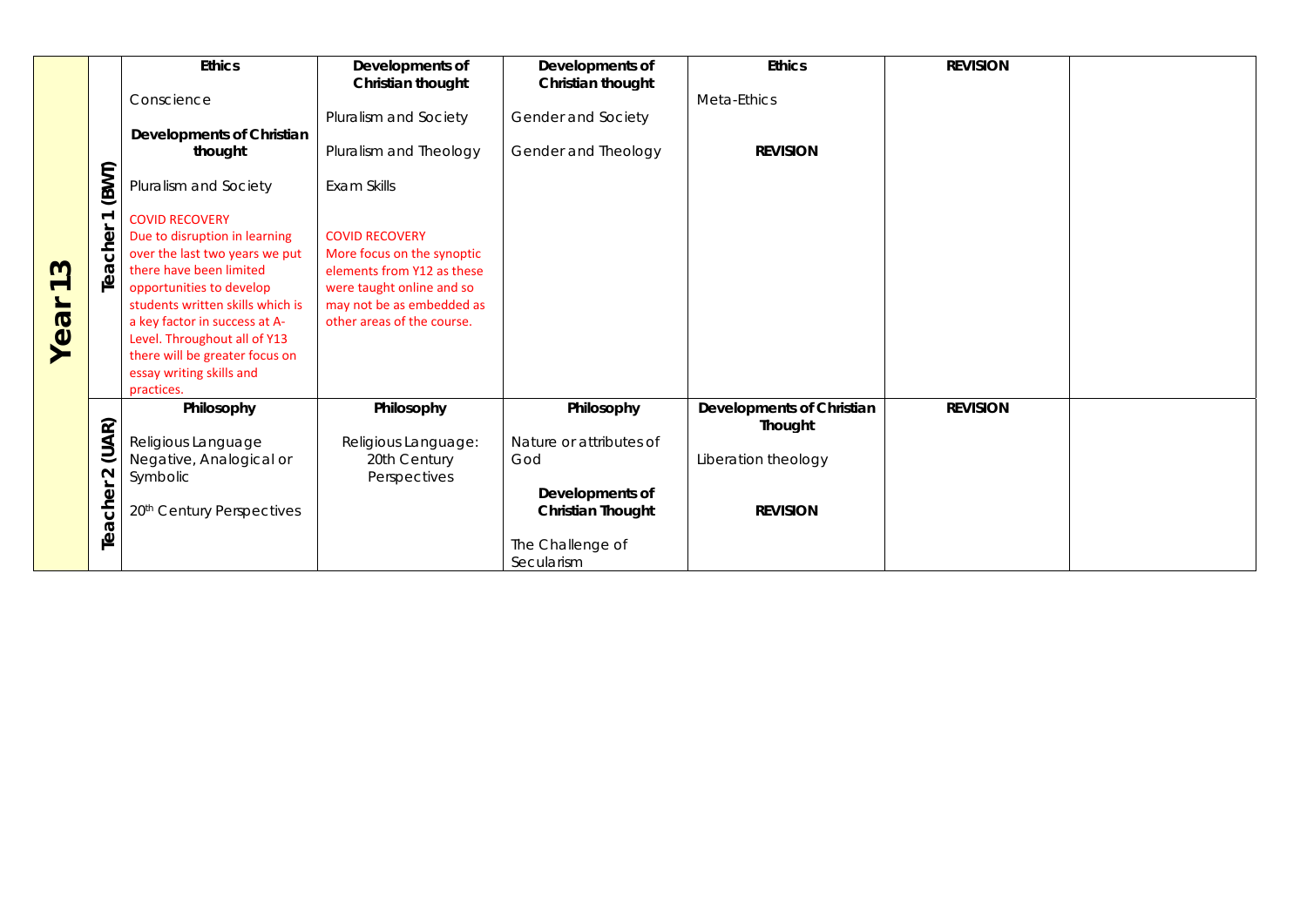| | | | | | | | |
|---|---|---|---|---|---|---|---|
| Year 13 | Teacher 1 (BWT) | **Ethics**<br><br>Conscience<br><br>**Developments of Christian thought**<br><br>Pluralism and Society<br><br>COVID RECOVERY<br>Due to disruption in learning over the last two years we put there have been limited opportunities to develop students written skills which is a key factor in success at A-Level. Throughout all of Y13 there will be greater focus on essay writing skills and practices. | **Developments of Christian thought**<br><br>Pluralism and Society<br><br>Pluralism and Theology<br><br>Exam Skills<br><br>COVID RECOVERY<br>More focus on the synoptic elements from Y12 as these were taught online and so may not be as embedded as other areas of the course. | **Developments of Christian thought**<br><br>Gender and Society<br><br>Gender and Theology | **Ethics**<br><br>Meta-Ethics<br><br>**REVISION** | **REVISION** | |
| | Teacher 2 (UAR) | **Philosophy**<br><br>Religious Language Negative, Analogical or Symbolic<br><br>20th Century Perspectives | **Philosophy**<br><br>Religious Language: 20th Century Perspectives | **Philosophy**<br><br>Nature or attributes of God<br><br>**Developments of Christian Thought**<br><br>The Challenge of Secularism | **Developments of Christian Thought**<br><br>Liberation theology<br><br>**REVISION** | **REVISION** | |